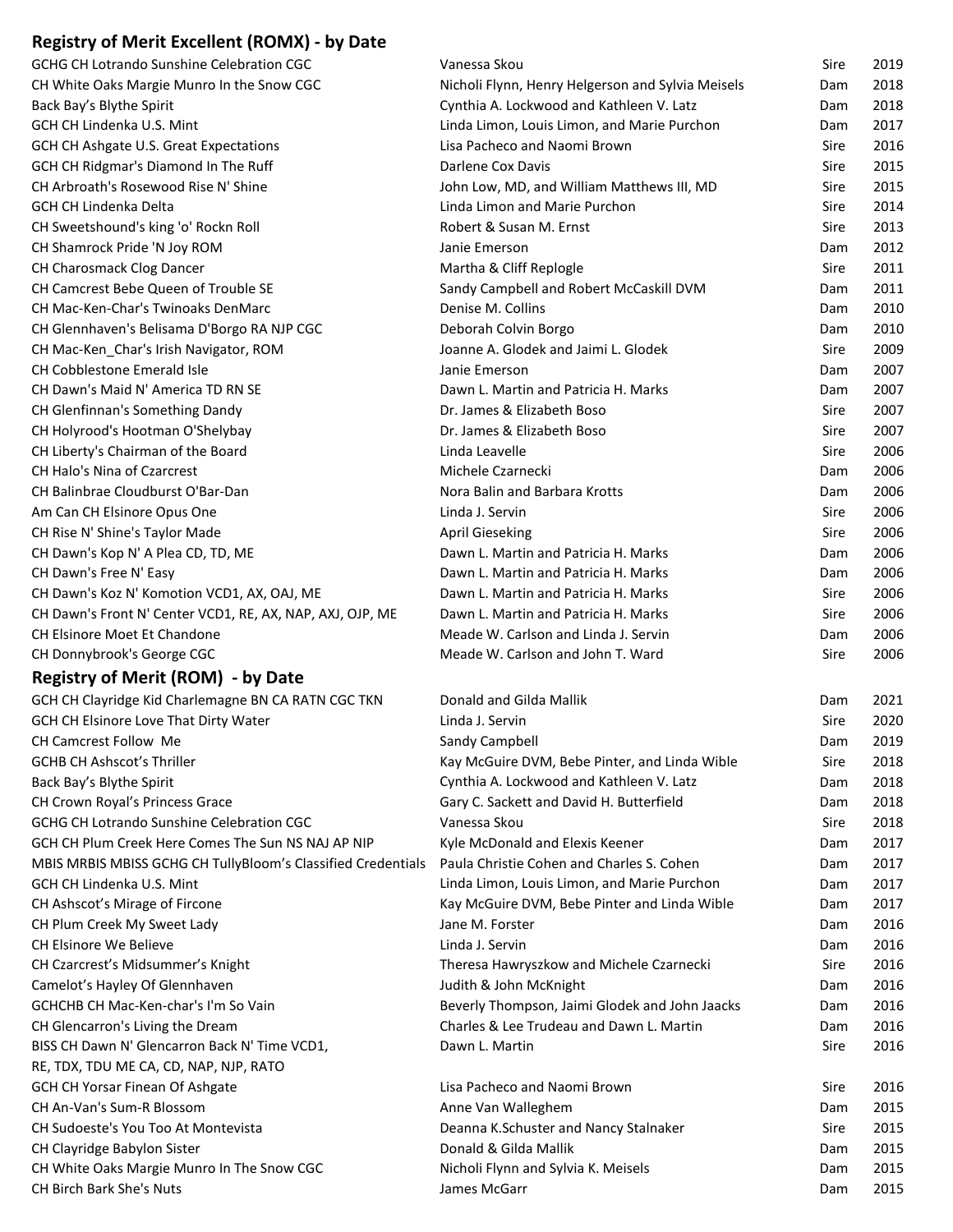## Registry of Merit Excellent (ROMX) - by Date

| | | | |
|---|---|---|---|
| GCHG CH Lotrando Sunshine Celebration CGC | Vanessa Skou | Sire | 2019 |
| CH White Oaks Margie Munro In the Snow CGC | Nicholi Flynn, Henry Helgerson and Sylvia Meisels | Dam | 2018 |
| Back Bay's Blythe Spirit | Cynthia A. Lockwood and Kathleen V. Latz | Dam | 2018 |
| GCH CH Lindenka U.S. Mint | Linda Limon, Louis Limon, and Marie Purchon | Dam | 2017 |
| GCH CH Ashgate U.S. Great Expectations | Lisa Pacheco and Naomi Brown | Sire | 2016 |
| GCH CH Ridgmar's Diamond In The Ruff | Darlene Cox Davis | Sire | 2015 |
| CH Arbroath's Rosewood Rise N' Shine | John Low, MD, and William Matthews III, MD | Sire | 2015 |
| GCH CH Lindenka Delta | Linda Limon and Marie Purchon | Sire | 2014 |
| CH Sweetshound's king 'o' Rockn Roll | Robert & Susan M. Ernst | Sire | 2013 |
| CH Shamrock Pride 'N Joy ROM | Janie Emerson | Dam | 2012 |
| CH Charosmack Clog Dancer | Martha & Cliff Replogle | Sire | 2011 |
| CH Camcrest Bebe Queen of Trouble SE | Sandy Campbell and Robert McCaskill DVM | Dam | 2011 |
| CH Mac-Ken-Char's Twinoaks DenMarc | Denise M. Collins | Dam | 2010 |
| CH Glennhaven's Belisama D'Borgo RA NJP CGC | Deborah Colvin Borgo | Dam | 2010 |
| CH Mac-Ken_Char's Irish Navigator, ROM | Joanne A. Glodek and Jaimi L. Glodek | Sire | 2009 |
| CH Cobblestone Emerald Isle | Janie Emerson | Dam | 2007 |
| CH Dawn's Maid N' America TD RN SE | Dawn L. Martin and Patricia H. Marks | Dam | 2007 |
| CH Glenfinnan's Something Dandy | Dr. James & Elizabeth Boso | Sire | 2007 |
| CH Holyrood's Hootman O'Shelybay | Dr. James & Elizabeth Boso | Sire | 2007 |
| CH Liberty's Chairman of the Board | Linda Leavelle | Sire | 2006 |
| CH Halo's Nina of Czarcrest | Michele Czarnecki | Dam | 2006 |
| CH Balinbrae Cloudburst O'Bar-Dan | Nora Balin and Barbara Krotts | Dam | 2006 |
| Am Can CH Elsinore Opus One | Linda J. Servin | Sire | 2006 |
| CH Rise N' Shine's Taylor Made | April Gieseking | Sire | 2006 |
| CH Dawn's Kop N' A Plea CD, TD, ME | Dawn L. Martin and Patricia H. Marks | Dam | 2006 |
| CH Dawn's Free N' Easy | Dawn L. Martin and Patricia H. Marks | Dam | 2006 |
| CH Dawn's Koz N' Komotion VCD1, AX, OAJ, ME | Dawn L. Martin and Patricia H. Marks | Sire | 2006 |
| CH Dawn's Front N' Center VCD1, RE, AX, NAP, AXJ, OJP, ME | Dawn L. Martin and Patricia H. Marks | Sire | 2006 |
| CH Elsinore Moet Et Chandone | Meade W. Carlson and Linda J. Servin | Dam | 2006 |
| CH Donnybrook's George CGC | Meade W. Carlson and John T. Ward | Sire | 2006 |

## Registry of Merit (ROM) - by Date

| | | | |
|---|---|---|---|
| GCH CH Clayridge Kid Charlemagne BN CA RATN CGC TKN | Donald and Gilda Mallik | Dam | 2021 |
| GCH CH Elsinore Love That Dirty Water | Linda J. Servin | Sire | 2020 |
| CH Camcrest Follow Me | Sandy Campbell | Dam | 2019 |
| GCHB CH Ashscot's Thriller | Kay McGuire DVM, Bebe Pinter, and Linda Wible | Sire | 2018 |
| Back Bay's Blythe Spirit | Cynthia A. Lockwood and Kathleen V. Latz | Dam | 2018 |
| CH Crown Royal's Princess Grace | Gary C. Sackett and David H. Butterfield | Dam | 2018 |
| GCHG CH Lotrando Sunshine Celebration CGC | Vanessa Skou | Sire | 2018 |
| GCH CH Plum Creek Here Comes The Sun NS NAJ AP NIP | Kyle McDonald and Elexis Keener | Dam | 2017 |
| MBIS MRBIS MBISS GCHG CH TullyBloom's Classified Credentials | Paula Christie Cohen and Charles S. Cohen | Dam | 2017 |
| GCH CH Lindenka U.S. Mint | Linda Limon, Louis Limon, and Marie Purchon | Dam | 2017 |
| CH Ashscot's Mirage of Fircone | Kay McGuire DVM, Bebe Pinter and Linda Wible | Dam | 2017 |
| CH Plum Creek My Sweet Lady | Jane M. Forster | Dam | 2016 |
| CH Elsinore We Believe | Linda J. Servin | Dam | 2016 |
| CH Czarcrest's Midsummer's Knight | Theresa Hawryszkow and Michele Czarnecki | Sire | 2016 |
| Camelot's Hayley Of Glennhaven | Judith & John McKnight | Dam | 2016 |
| GCHCHB CH Mac-Ken-char's I'm So Vain | Beverly Thompson, Jaimi Glodek and John Jaacks | Dam | 2016 |
| CH Glencarron's Living the Dream | Charles & Lee Trudeau and Dawn L. Martin | Dam | 2016 |
| BISS CH Dawn N' Glencarron Back N' Time VCD1, RE, TDX, TDU ME CA, CD, NAP, NJP, RATO | Dawn L. Martin | Sire | 2016 |
| GCH CH Yorsar Finean Of Ashgate | Lisa Pacheco and Naomi Brown | Sire | 2016 |
| CH An-Van's Sum-R Blossom | Anne Van Walleghem | Dam | 2015 |
| CH Sudoeste's You Too At Montevista | Deanna K.Schuster and Nancy Stalnaker | Sire | 2015 |
| CH Clayridge Babylon Sister | Donald & Gilda Mallik | Dam | 2015 |
| CH White Oaks Margie Munro In The Snow CGC | Nicholi Flynn and Sylvia K. Meisels | Dam | 2015 |
| CH Birch Bark She's Nuts | James McGarr | Dam | 2015 |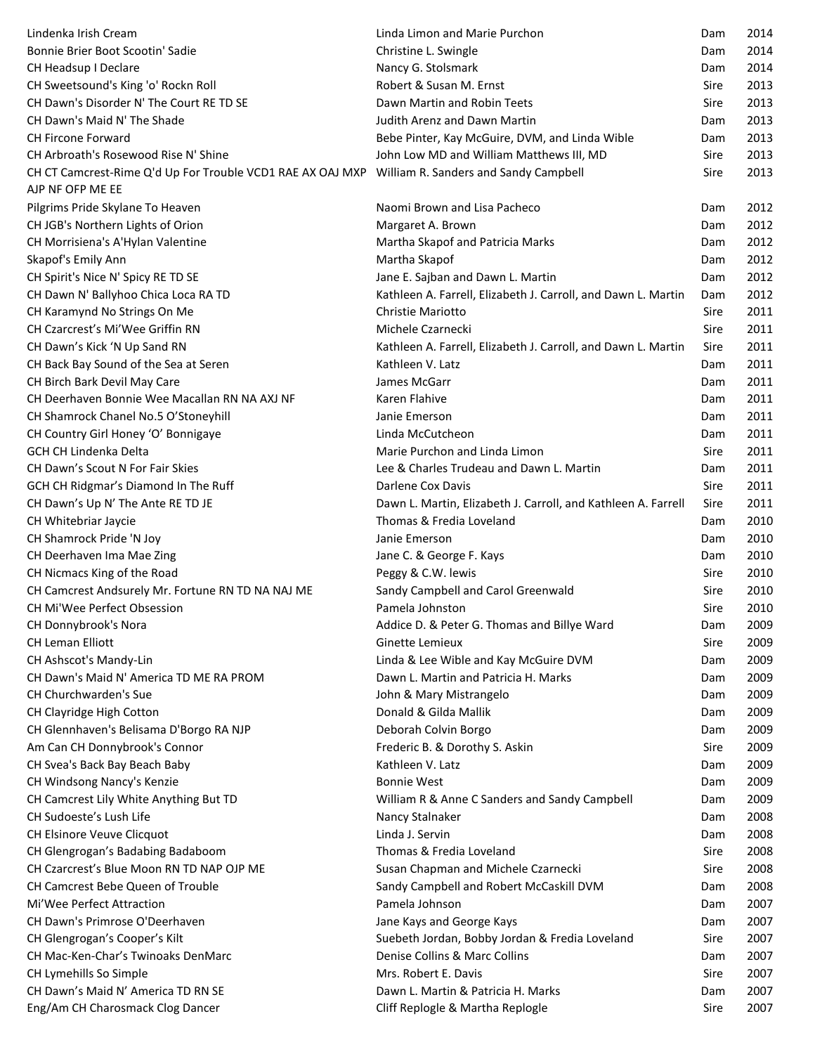| | | | |
|---|---|---|---|
| Lindenka Irish Cream | Linda Limon and Marie Purchon | Dam | 2014 |
| Bonnie Brier Boot Scootin' Sadie | Christine L. Swingle | Dam | 2014 |
| CH Headsup I Declare | Nancy G. Stolsmark | Dam | 2014 |
| CH Sweetsound's King 'o' Rockn Roll | Robert & Susan M. Ernst | Sire | 2013 |
| CH Dawn's Disorder N' The Court RE TD SE | Dawn Martin and Robin Teets | Sire | 2013 |
| CH Dawn's Maid N' The Shade | Judith Arenz and Dawn Martin | Dam | 2013 |
| CH Fircone Forward | Bebe Pinter, Kay McGuire, DVM, and Linda Wible | Dam | 2013 |
| CH Arbroath's Rosewood Rise N' Shine | John Low MD and William Matthews III, MD | Sire | 2013 |
| CH CT Camcrest-Rime Q'd Up For Trouble VCD1 RAE AX OAJ MXP AJP NF OFP ME EE | William R. Sanders and Sandy Campbell | Sire | 2013 |
| Pilgrims Pride Skylane To Heaven | Naomi Brown and Lisa Pacheco | Dam | 2012 |
| CH JGB's Northern Lights of Orion | Margaret A. Brown | Dam | 2012 |
| CH Morrisiena's A'Hylan Valentine | Martha Skapof and Patricia Marks | Dam | 2012 |
| Skapof's Emily Ann | Martha Skapof | Dam | 2012 |
| CH Spirit's Nice N' Spicy RE TD SE | Jane E. Sajban and Dawn L. Martin | Dam | 2012 |
| CH Dawn N' Ballyhoo Chica Loca RA TD | Kathleen A. Farrell, Elizabeth J. Carroll, and Dawn L. Martin | Dam | 2012 |
| CH Karamynd No Strings On Me | Christie Mariotto | Sire | 2011 |
| CH Czarcrest's Mi'Wee Griffin RN | Michele Czarnecki | Sire | 2011 |
| CH Dawn's Kick 'N Up Sand RN | Kathleen A. Farrell, Elizabeth J. Carroll, and Dawn L. Martin | Sire | 2011 |
| CH Back Bay Sound of the Sea at Seren | Kathleen V. Latz | Dam | 2011 |
| CH Birch Bark Devil May Care | James McGarr | Dam | 2011 |
| CH Deerhaven Bonnie Wee Macallan RN NA AXJ NF | Karen Flahive | Dam | 2011 |
| CH Shamrock Chanel No.5 O'Stoneyhill | Janie Emerson | Dam | 2011 |
| CH Country Girl Honey 'O' Bonnigaye | Linda McCutcheon | Dam | 2011 |
| GCH CH Lindenka Delta | Marie Purchon and Linda Limon | Sire | 2011 |
| CH Dawn's Scout N For Fair Skies | Lee & Charles Trudeau and Dawn L. Martin | Dam | 2011 |
| GCH CH Ridgmar's Diamond In The Ruff | Darlene Cox Davis | Sire | 2011 |
| CH Dawn's Up N' The Ante RE TD JE | Dawn L. Martin, Elizabeth J. Carroll, and Kathleen A. Farrell | Sire | 2011 |
| CH Whitebriar Jaycie | Thomas & Fredia Loveland | Dam | 2010 |
| CH Shamrock Pride 'N Joy | Janie Emerson | Dam | 2010 |
| CH Deerhaven Ima Mae Zing | Jane C. & George F. Kays | Dam | 2010 |
| CH Nicmacs King of the Road | Peggy & C.W. lewis | Sire | 2010 |
| CH Camcrest Andsurely Mr. Fortune RN TD NA NAJ ME | Sandy Campbell and Carol Greenwald | Sire | 2010 |
| CH Mi'Wee Perfect Obsession | Pamela Johnston | Sire | 2010 |
| CH Donnybrook's Nora | Addice D. & Peter G. Thomas and Billye Ward | Dam | 2009 |
| CH Leman Elliott | Ginette Lemieux | Sire | 2009 |
| CH Ashscot's Mandy-Lin | Linda & Lee Wible and Kay McGuire DVM | Dam | 2009 |
| CH Dawn's Maid N' America TD ME RA PROM | Dawn L. Martin and Patricia H. Marks | Dam | 2009 |
| CH Churchwarden's Sue | John & Mary Mistrangelo | Dam | 2009 |
| CH Clayridge High Cotton | Donald & Gilda Mallik | Dam | 2009 |
| CH Glennhaven's Belisama D'Borgo RA NJP | Deborah Colvin Borgo | Dam | 2009 |
| Am Can CH Donnybrook's Connor | Frederic B. & Dorothy S. Askin | Sire | 2009 |
| CH Svea's Back Bay Beach Baby | Kathleen V. Latz | Dam | 2009 |
| CH Windsong Nancy's Kenzie | Bonnie West | Dam | 2009 |
| CH Camcrest Lily White Anything But TD | William R & Anne C Sanders and Sandy Campbell | Dam | 2009 |
| CH Sudoeste's Lush Life | Nancy Stalnaker | Dam | 2008 |
| CH Elsinore Veuve Clicquot | Linda J. Servin | Dam | 2008 |
| CH Glengrogan's Badabing Badaboom | Thomas & Fredia Loveland | Sire | 2008 |
| CH Czarcrest's Blue Moon RN TD NAP OJP ME | Susan Chapman and Michele Czarnecki | Sire | 2008 |
| CH Camcrest Bebe Queen of Trouble | Sandy Campbell and Robert McCaskill DVM | Dam | 2008 |
| Mi'Wee Perfect Attraction | Pamela Johnson | Dam | 2007 |
| CH Dawn's Primrose O'Deerhaven | Jane Kays and George Kays | Dam | 2007 |
| CH Glengrogan's Cooper's Kilt | Suebeth Jordan, Bobby Jordan & Fredia Loveland | Sire | 2007 |
| CH Mac-Ken-Char's Twinoaks DenMarc | Denise Collins & Marc Collins | Dam | 2007 |
| CH Lymehills So Simple | Mrs. Robert E. Davis | Sire | 2007 |
| CH Dawn's Maid N' America TD RN SE | Dawn L. Martin & Patricia H. Marks | Dam | 2007 |
| Eng/Am CH Charosmack Clog Dancer | Cliff Replogle & Martha Replogle | Sire | 2007 |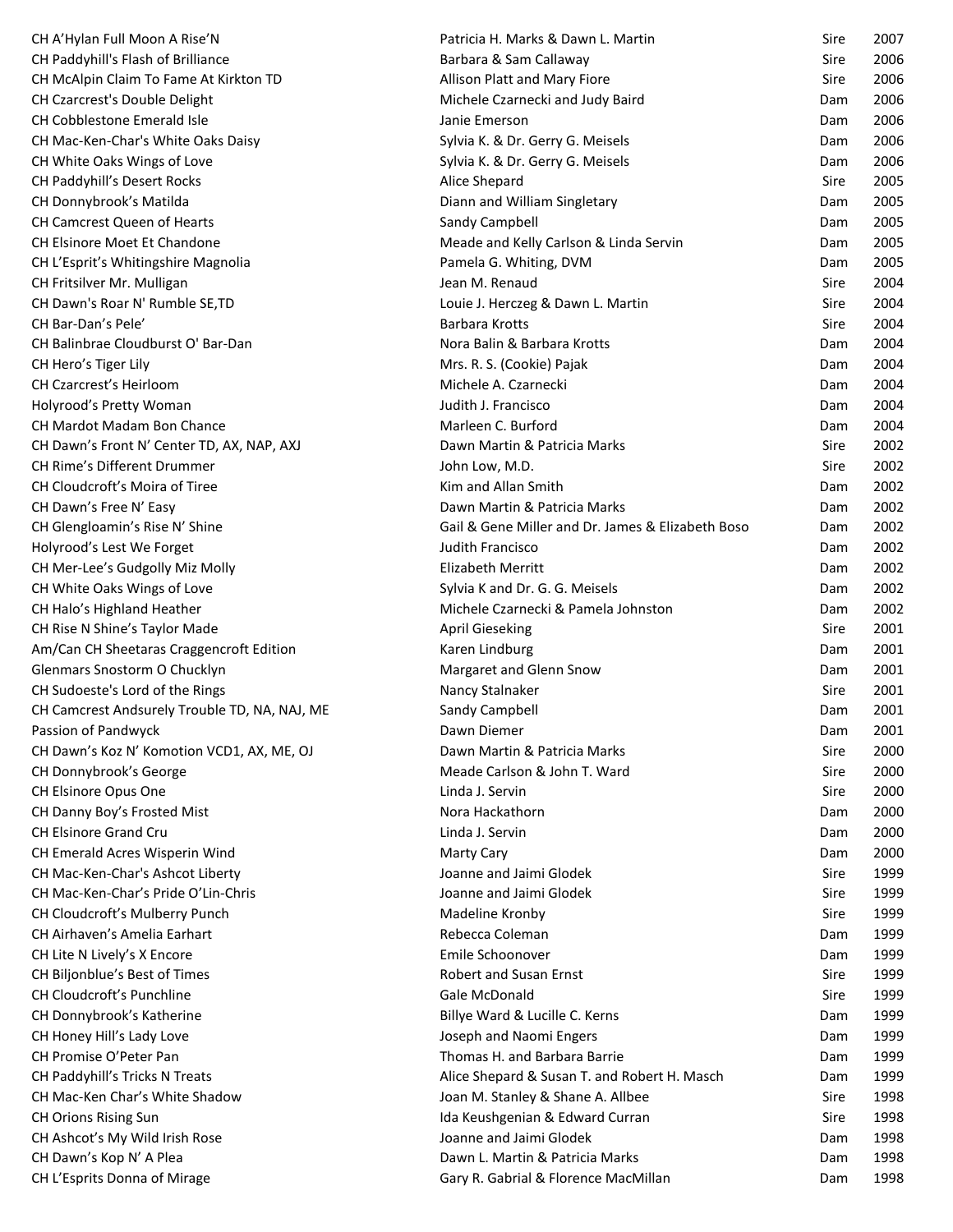| | | | |
|---|---|---|---|
| CH A'Hylan Full Moon A Rise'N | Patricia H. Marks & Dawn L. Martin | Sire | 2007 |
| CH Paddyhill's Flash of Brilliance | Barbara & Sam Callaway | Sire | 2006 |
| CH McAlpin Claim To Fame At Kirkton TD | Allison Platt and Mary Fiore | Sire | 2006 |
| CH Czarcrest's Double Delight | Michele Czarnecki and Judy Baird | Dam | 2006 |
| CH Cobblestone Emerald Isle | Janie Emerson | Dam | 2006 |
| CH Mac-Ken-Char's White Oaks Daisy | Sylvia K. & Dr. Gerry G. Meisels | Dam | 2006 |
| CH White Oaks Wings of Love | Sylvia K. & Dr. Gerry G. Meisels | Dam | 2006 |
| CH Paddyhill's Desert Rocks | Alice Shepard | Sire | 2005 |
| CH Donnybrook's Matilda | Diann and William Singletary | Dam | 2005 |
| CH Camcrest Queen of Hearts | Sandy Campbell | Dam | 2005 |
| CH Elsinore Moet Et Chandone | Meade and Kelly Carlson & Linda Servin | Dam | 2005 |
| CH L'Esprit's Whitingshire Magnolia | Pamela G. Whiting, DVM | Dam | 2005 |
| CH Fritsilver Mr. Mulligan | Jean M. Renaud | Sire | 2004 |
| CH Dawn's Roar N' Rumble SE,TD | Louie J. Herczeg & Dawn L. Martin | Sire | 2004 |
| CH Bar-Dan's Pele' | Barbara Krotts | Sire | 2004 |
| CH Balinbrae Cloudburst O' Bar-Dan | Nora Balin & Barbara Krotts | Dam | 2004 |
| CH Hero's Tiger Lily | Mrs. R. S. (Cookie) Pajak | Dam | 2004 |
| CH Czarcrest's Heirloom | Michele A. Czarnecki | Dam | 2004 |
| Holyrood's Pretty Woman | Judith J. Francisco | Dam | 2004 |
| CH Mardot Madam Bon Chance | Marleen C. Burford | Dam | 2004 |
| CH Dawn's Front N' Center TD, AX, NAP, AXJ | Dawn Martin & Patricia Marks | Sire | 2002 |
| CH Rime's Different Drummer | John Low, M.D. | Sire | 2002 |
| CH Cloudcroft's Moira of Tiree | Kim and Allan Smith | Dam | 2002 |
| CH Dawn's Free N' Easy | Dawn Martin & Patricia Marks | Dam | 2002 |
| CH Glengloamin's Rise N' Shine | Gail & Gene Miller and Dr. James & Elizabeth Boso | Dam | 2002 |
| Holyrood's Lest We Forget | Judith Francisco | Dam | 2002 |
| CH Mer-Lee's Gudgolly Miz Molly | Elizabeth Merritt | Dam | 2002 |
| CH White Oaks Wings of Love | Sylvia K and Dr. G. G. Meisels | Dam | 2002 |
| CH Halo's Highland Heather | Michele Czarnecki & Pamela Johnston | Dam | 2002 |
| CH Rise N Shine's Taylor Made | April Gieseking | Sire | 2001 |
| Am/Can CH Sheetaras Craggencroft Edition | Karen Lindburg | Dam | 2001 |
| Glenmars Snostorm O Chucklyn | Margaret and Glenn Snow | Dam | 2001 |
| CH Sudoeste's Lord of the Rings | Nancy Stalnaker | Sire | 2001 |
| CH Camcrest Andsurely Trouble TD, NA, NAJ, ME | Sandy Campbell | Dam | 2001 |
| Passion of Pandwyck | Dawn Diemer | Dam | 2001 |
| CH Dawn's Koz N' Komotion VCD1, AX, ME, OJ | Dawn Martin & Patricia Marks | Sire | 2000 |
| CH Donnybrook's George | Meade Carlson & John T. Ward | Sire | 2000 |
| CH Elsinore Opus One | Linda J. Servin | Sire | 2000 |
| CH Danny Boy's Frosted Mist | Nora Hackathorn | Dam | 2000 |
| CH Elsinore Grand Cru | Linda J. Servin | Dam | 2000 |
| CH Emerald Acres Wisperin Wind | Marty Cary | Dam | 2000 |
| CH Mac-Ken-Char's Ashcot Liberty | Joanne and Jaimi Glodek | Sire | 1999 |
| CH Mac-Ken-Char's Pride O'Lin-Chris | Joanne and Jaimi Glodek | Sire | 1999 |
| CH Cloudcroft's Mulberry Punch | Madeline Kronby | Sire | 1999 |
| CH Airhaven's Amelia Earhart | Rebecca Coleman | Dam | 1999 |
| CH Lite N Lively's X Encore | Emile Schoonover | Dam | 1999 |
| CH Biljonblue's Best of Times | Robert and Susan Ernst | Sire | 1999 |
| CH Cloudcroft's Punchline | Gale McDonald | Sire | 1999 |
| CH Donnybrook's Katherine | Billye Ward & Lucille C. Kerns | Dam | 1999 |
| CH Honey Hill's Lady Love | Joseph and Naomi Engers | Dam | 1999 |
| CH Promise O'Peter Pan | Thomas H. and Barbara Barrie | Dam | 1999 |
| CH Paddyhill's Tricks N Treats | Alice Shepard & Susan T. and Robert H. Masch | Dam | 1999 |
| CH Mac-Ken Char's White Shadow | Joan M. Stanley & Shane A. Allbee | Sire | 1998 |
| CH Orions Rising Sun | Ida Keushgenian & Edward Curran | Sire | 1998 |
| CH Ashcot's My Wild Irish Rose | Joanne and Jaimi Glodek | Dam | 1998 |
| CH Dawn's Kop N' A Plea | Dawn L. Martin & Patricia Marks | Dam | 1998 |
| CH L'Esprits Donna of Mirage | Gary R. Gabrial & Florence MacMillan | Dam | 1998 |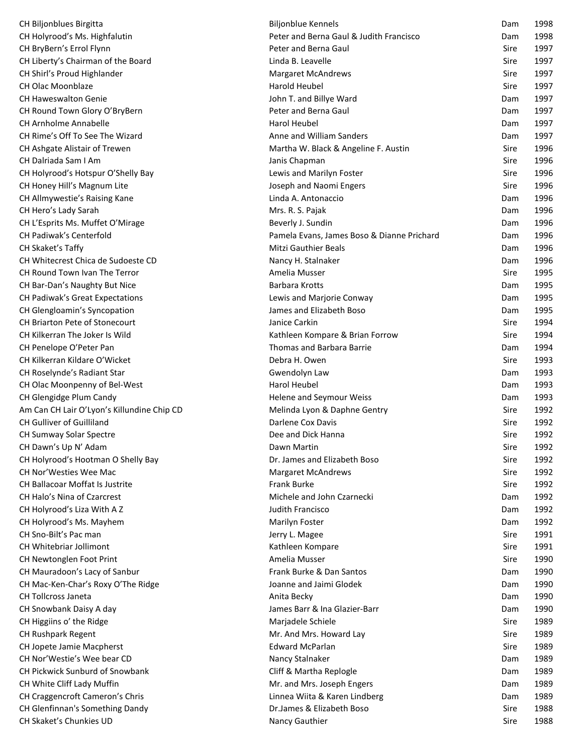| | | | |
|---|---|---|---|
| CH Biljonblues Birgitta | Biljonblue Kennels | Dam | 1998 |
| CH Holyrood's Ms. Highfalutin | Peter and Berna Gaul & Judith Francisco | Dam | 1998 |
| CH BryBern's Errol Flynn | Peter and Berna Gaul | Sire | 1997 |
| CH Liberty's Chairman of the Board | Linda B. Leavelle | Sire | 1997 |
| CH Shirl's Proud Highlander | Margaret McAndrews | Sire | 1997 |
| CH Olac Moonblaze | Harold Heubel | Sire | 1997 |
| CH Haweswalton Genie | John T. and Billye Ward | Dam | 1997 |
| CH Round Town Glory O'BryBern | Peter and Berna Gaul | Dam | 1997 |
| CH Arnholme Annabelle | Harol Heubel | Dam | 1997 |
| CH Rime's Off To See The Wizard | Anne and William Sanders | Dam | 1997 |
| CH Ashgate Alistair of Trewen | Martha W. Black & Angeline F. Austin | Sire | 1996 |
| CH Dalriada Sam I Am | Janis Chapman | Sire | 1996 |
| CH Holyrood's Hotspur O'Shelly Bay | Lewis and Marilyn Foster | Sire | 1996 |
| CH Honey Hill's Magnum Lite | Joseph and Naomi Engers | Sire | 1996 |
| CH Allmywestie's Raising Kane | Linda A. Antonaccio | Dam | 1996 |
| CH Hero's Lady Sarah | Mrs. R. S. Pajak | Dam | 1996 |
| CH L'Esprits Ms. Muffet O'Mirage | Beverly J. Sundin | Dam | 1996 |
| CH Padiwak's Centerfold | Pamela Evans, James Boso & Dianne Prichard | Dam | 1996 |
| CH Skaket's Taffy | Mitzi Gauthier Beals | Dam | 1996 |
| CH Whitecrest Chica de Sudoeste CD | Nancy H. Stalnaker | Dam | 1996 |
| CH Round Town Ivan The Terror | Amelia Musser | Sire | 1995 |
| CH Bar-Dan's Naughty But Nice | Barbara Krotts | Dam | 1995 |
| CH Padiwak's Great Expectations | Lewis and Marjorie Conway | Dam | 1995 |
| CH Glengloamin's Syncopation | James and Elizabeth Boso | Dam | 1995 |
| CH Briarton Pete of Stonecourt | Janice Carkin | Sire | 1994 |
| CH Kilkerran The Joker Is Wild | Kathleen Kompare & Brian Forrow | Sire | 1994 |
| CH Penelope O'Peter Pan | Thomas and Barbara Barrie | Dam | 1994 |
| CH Kilkerran Kildare O'Wicket | Debra H. Owen | Sire | 1993 |
| CH Roselynde's Radiant Star | Gwendolyn Law | Dam | 1993 |
| CH Olac Moonpenny of Bel-West | Harol Heubel | Dam | 1993 |
| CH Glengidge Plum Candy | Helene and Seymour Weiss | Dam | 1993 |
| Am Can CH Lair O'Lyon's Killundine Chip CD | Melinda Lyon & Daphne Gentry | Sire | 1992 |
| CH Gulliver of Guilliland | Darlene Cox Davis | Sire | 1992 |
| CH Sumway Solar Spectre | Dee and Dick Hanna | Sire | 1992 |
| CH Dawn's Up N' Adam | Dawn Martin | Sire | 1992 |
| CH Holyrood's Hootman O Shelly Bay | Dr. James and Elizabeth Boso | Sire | 1992 |
| CH Nor'Westies Wee Mac | Margaret McAndrews | Sire | 1992 |
| CH Ballacoar Moffat Is Justrite | Frank Burke | Sire | 1992 |
| CH Halo's Nina of Czarcrest | Michele and John Czarnecki | Dam | 1992 |
| CH Holyrood's Liza With A Z | Judith Francisco | Dam | 1992 |
| CH Holyrood's Ms. Mayhem | Marilyn Foster | Dam | 1992 |
| CH Sno-Bilt's Pac man | Jerry L. Magee | Sire | 1991 |
| CH Whitebriar Jollimont | Kathleen Kompare | Sire | 1991 |
| CH Newtonglen Foot Print | Amelia Musser | Sire | 1990 |
| CH Mauradoon's Lacy of Sanbur | Frank Burke & Dan Santos | Dam | 1990 |
| CH Mac-Ken-Char's Roxy O'The Ridge | Joanne and Jaimi Glodek | Dam | 1990 |
| CH Tollcross Janeta | Anita Becky | Dam | 1990 |
| CH Snowbank Daisy A day | James Barr & Ina Glazier-Barr | Dam | 1990 |
| CH Higgiins o' the Ridge | Marjadele Schiele | Sire | 1989 |
| CH Rushpark Regent | Mr. And Mrs. Howard Lay | Sire | 1989 |
| CH Jopete Jamie Macpherst | Edward McParlan | Sire | 1989 |
| CH Nor'Westie's Wee bear CD | Nancy Stalnaker | Dam | 1989 |
| CH Pickwick Sunburd of Snowbank | Cliff & Martha Replogle | Dam | 1989 |
| CH White Cliff Lady Muffin | Mr. and Mrs. Joseph Engers | Dam | 1989 |
| CH Craggencroft Cameron's Chris | Linnea Wiita & Karen Lindberg | Dam | 1989 |
| CH Glenfinnan's Something Dandy | Dr.James & Elizabeth Boso | Sire | 1988 |
| CH Skaket's Chunkies UD | Nancy Gauthier | Sire | 1988 |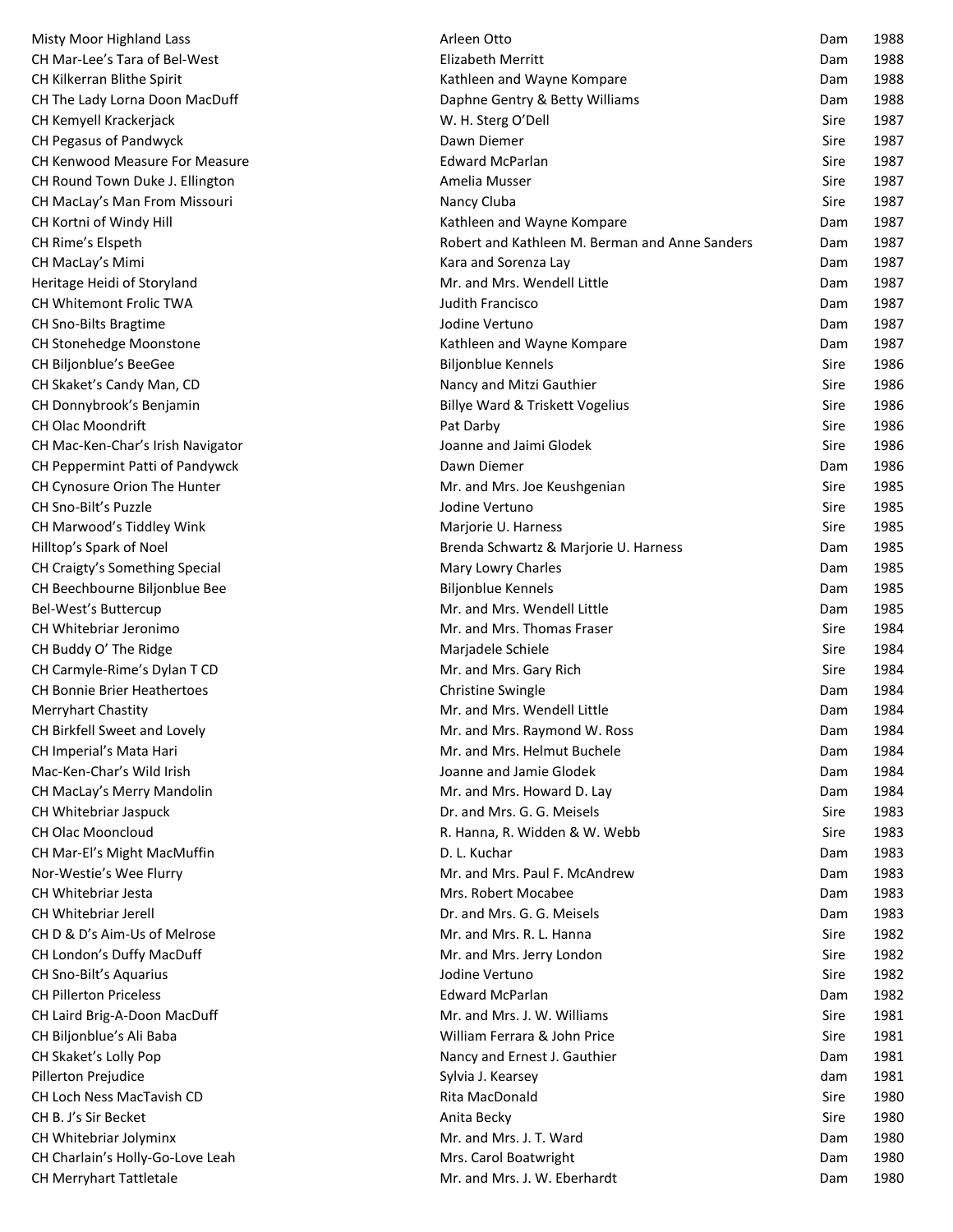| | | | |
|---|---|---|---|
| Misty Moor Highland Lass | Arleen Otto | Dam | 1988 |
| CH Mar-Lee's Tara of Bel-West | Elizabeth Merritt | Dam | 1988 |
| CH Kilkerran Blithe Spirit | Kathleen and Wayne Kompare | Dam | 1988 |
| CH The Lady Lorna Doon MacDuff | Daphne Gentry & Betty Williams | Dam | 1988 |
| CH Kemyell Krackerjack | W. H. Sterg O'Dell | Sire | 1987 |
| CH Pegasus of Pandwyck | Dawn Diemer | Sire | 1987 |
| CH Kenwood Measure For Measure | Edward McParlan | Sire | 1987 |
| CH Round Town Duke J. Ellington | Amelia Musser | Sire | 1987 |
| CH MacLay's Man From Missouri | Nancy Cluba | Sire | 1987 |
| CH Kortni of Windy Hill | Kathleen and Wayne Kompare | Dam | 1987 |
| CH Rime's Elspeth | Robert and Kathleen M. Berman and Anne Sanders | Dam | 1987 |
| CH MacLay's Mimi | Kara and Sorenza Lay | Dam | 1987 |
| Heritage Heidi of Storyland | Mr. and Mrs. Wendell Little | Dam | 1987 |
| CH Whitemont Frolic TWA | Judith Francisco | Dam | 1987 |
| CH Sno-Bilts Bragtime | Jodine Vertuno | Dam | 1987 |
| CH Stonehedge Moonstone | Kathleen and Wayne Kompare | Dam | 1987 |
| CH Biljonblue's BeeGee | Biljonblue Kennels | Sire | 1986 |
| CH Skaket's Candy Man, CD | Nancy and Mitzi Gauthier | Sire | 1986 |
| CH Donnybrook's Benjamin | Billye Ward & Triskett Vogelius | Sire | 1986 |
| CH Olac Moondrift | Pat Darby | Sire | 1986 |
| CH Mac-Ken-Char's Irish Navigator | Joanne and Jaimi Glodek | Sire | 1986 |
| CH Peppermint Patti of Pandywck | Dawn Diemer | Dam | 1986 |
| CH Cynosure Orion The Hunter | Mr. and Mrs. Joe Keushgenian | Sire | 1985 |
| CH Sno-Bilt's Puzzle | Jodine Vertuno | Sire | 1985 |
| CH Marwood's Tiddley Wink | Marjorie U. Harness | Sire | 1985 |
| Hilltop's Spark of Noel | Brenda Schwartz & Marjorie U. Harness | Dam | 1985 |
| CH Craigty's Something Special | Mary Lowry Charles | Dam | 1985 |
| CH Beechbourne Biljonblue Bee | Biljonblue Kennels | Dam | 1985 |
| Bel-West's Buttercup | Mr. and Mrs. Wendell Little | Dam | 1985 |
| CH Whitebriar Jeronimo | Mr. and Mrs. Thomas Fraser | Sire | 1984 |
| CH Buddy O' The Ridge | Marjadele Schiele | Sire | 1984 |
| CH Carmyle-Rime's Dylan T CD | Mr. and Mrs. Gary Rich | Sire | 1984 |
| CH Bonnie Brier Heathertoes | Christine Swingle | Dam | 1984 |
| Merryhart Chastity | Mr. and Mrs. Wendell Little | Dam | 1984 |
| CH Birkfell Sweet and Lovely | Mr. and Mrs. Raymond W. Ross | Dam | 1984 |
| CH Imperial's Mata Hari | Mr. and Mrs. Helmut Buchele | Dam | 1984 |
| Mac-Ken-Char's Wild Irish | Joanne and Jamie Glodek | Dam | 1984 |
| CH MacLay's Merry Mandolin | Mr. and Mrs. Howard D. Lay | Dam | 1984 |
| CH Whitebriar Jaspuck | Dr. and Mrs. G. G. Meisels | Sire | 1983 |
| CH Olac Mooncloud | R. Hanna, R. Widden & W. Webb | Sire | 1983 |
| CH Mar-El's Might MacMuffin | D. L. Kuchar | Dam | 1983 |
| Nor-Westie's Wee Flurry | Mr. and Mrs. Paul F. McAndrew | Dam | 1983 |
| CH Whitebriar Jesta | Mrs. Robert Mocabee | Dam | 1983 |
| CH Whitebriar Jerell | Dr. and Mrs. G. G. Meisels | Dam | 1983 |
| CH D & D's Aim-Us of Melrose | Mr. and Mrs. R. L. Hanna | Sire | 1982 |
| CH London's Duffy MacDuff | Mr. and Mrs. Jerry London | Sire | 1982 |
| CH Sno-Bilt's Aquarius | Jodine Vertuno | Sire | 1982 |
| CH Pillerton Priceless | Edward McParlan | Dam | 1982 |
| CH Laird Brig-A-Doon MacDuff | Mr. and Mrs. J. W. Williams | Sire | 1981 |
| CH Biljonblue's Ali Baba | William Ferrara & John Price | Sire | 1981 |
| CH Skaket's Lolly Pop | Nancy and Ernest J. Gauthier | Dam | 1981 |
| Pillerton Prejudice | Sylvia J. Kearsey | dam | 1981 |
| CH Loch Ness MacTavish CD | Rita MacDonald | Sire | 1980 |
| CH B. J's Sir Becket | Anita Becky | Sire | 1980 |
| CH Whitebriar Jolyminx | Mr. and Mrs. J. T. Ward | Dam | 1980 |
| CH Charlain's Holly-Go-Love Leah | Mrs. Carol Boatwright | Dam | 1980 |
| CH Merryhart Tattletale | Mr. and Mrs. J. W. Eberhardt | Dam | 1980 |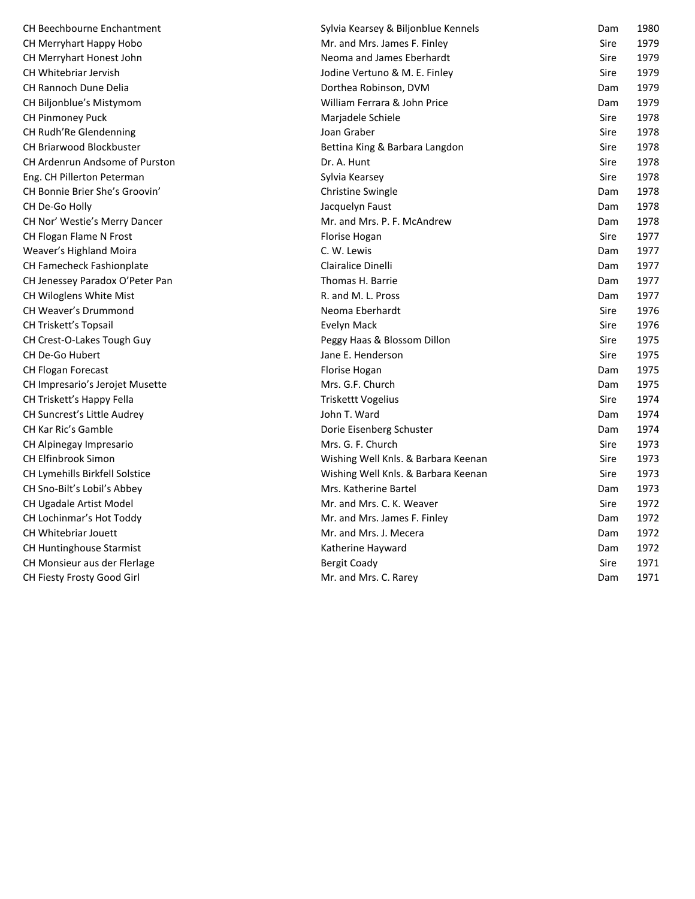| | | | |
|---|---|---|---|
| CH Beechbourne Enchantment | Sylvia Kearsey & Biljonblue Kennels | Dam | 1980 |
| CH Merryhart Happy Hobo | Mr. and Mrs. James F. Finley | Sire | 1979 |
| CH Merryhart Honest John | Neoma and James Eberhardt | Sire | 1979 |
| CH Whitebriar Jervish | Jodine Vertuno & M. E. Finley | Sire | 1979 |
| CH Rannoch Dune Delia | Dorthea Robinson, DVM | Dam | 1979 |
| CH Biljonblue's Mistymom | William Ferrara & John Price | Dam | 1979 |
| CH Pinmoney Puck | Marjadele Schiele | Sire | 1978 |
| CH Rudh'Re Glendenning | Joan Graber | Sire | 1978 |
| CH Briarwood Blockbuster | Bettina King & Barbara Langdon | Sire | 1978 |
| CH Ardenrun Andsome of Purston | Dr. A. Hunt | Sire | 1978 |
| Eng. CH Pillerton Peterman | Sylvia Kearsey | Sire | 1978 |
| CH Bonnie Brier She's Groovin' | Christine Swingle | Dam | 1978 |
| CH De-Go Holly | Jacquelyn Faust | Dam | 1978 |
| CH Nor' Westie's Merry Dancer | Mr. and Mrs. P. F. McAndrew | Dam | 1978 |
| CH Flogan Flame N Frost | Florise Hogan | Sire | 1977 |
| Weaver's Highland Moira | C. W. Lewis | Dam | 1977 |
| CH Famecheck Fashionplate | Clairalice Dinelli | Dam | 1977 |
| CH Jenessey Paradox O'Peter Pan | Thomas H. Barrie | Dam | 1977 |
| CH Wiloglens White Mist | R. and M. L. Pross | Dam | 1977 |
| CH Weaver's Drummond | Neoma Eberhardt | Sire | 1976 |
| CH Triskett's Topsail | Evelyn Mack | Sire | 1976 |
| CH Crest-O-Lakes Tough Guy | Peggy Haas & Blossom Dillon | Sire | 1975 |
| CH De-Go Hubert | Jane E. Henderson | Sire | 1975 |
| CH Flogan Forecast | Florise Hogan | Dam | 1975 |
| CH Impresario's Jerojet Musette | Mrs. G.F. Church | Dam | 1975 |
| CH Triskett's Happy Fella | Triskettt Vogelius | Sire | 1974 |
| CH Suncrest's Little Audrey | John T. Ward | Dam | 1974 |
| CH Kar Ric's Gamble | Dorie Eisenberg Schuster | Dam | 1974 |
| CH Alpinegay Impresario | Mrs. G. F. Church | Sire | 1973 |
| CH Elfinbrook Simon | Wishing Well Knls. & Barbara Keenan | Sire | 1973 |
| CH Lymehills Birkfell Solstice | Wishing Well Knls. & Barbara Keenan | Sire | 1973 |
| CH Sno-Bilt's Lobil's Abbey | Mrs. Katherine Bartel | Dam | 1973 |
| CH Ugadale Artist Model | Mr. and Mrs. C. K. Weaver | Sire | 1972 |
| CH Lochinmar's Hot Toddy | Mr. and Mrs. James F. Finley | Dam | 1972 |
| CH Whitebriar Jouett | Mr. and Mrs. J. Mecera | Dam | 1972 |
| CH Huntinghouse Starmist | Katherine Hayward | Dam | 1972 |
| CH Monsieur aus der Flerlage | Bergit Coady | Sire | 1971 |
| CH Fiesty Frosty Good Girl | Mr. and Mrs. C. Rarey | Dam | 1971 |